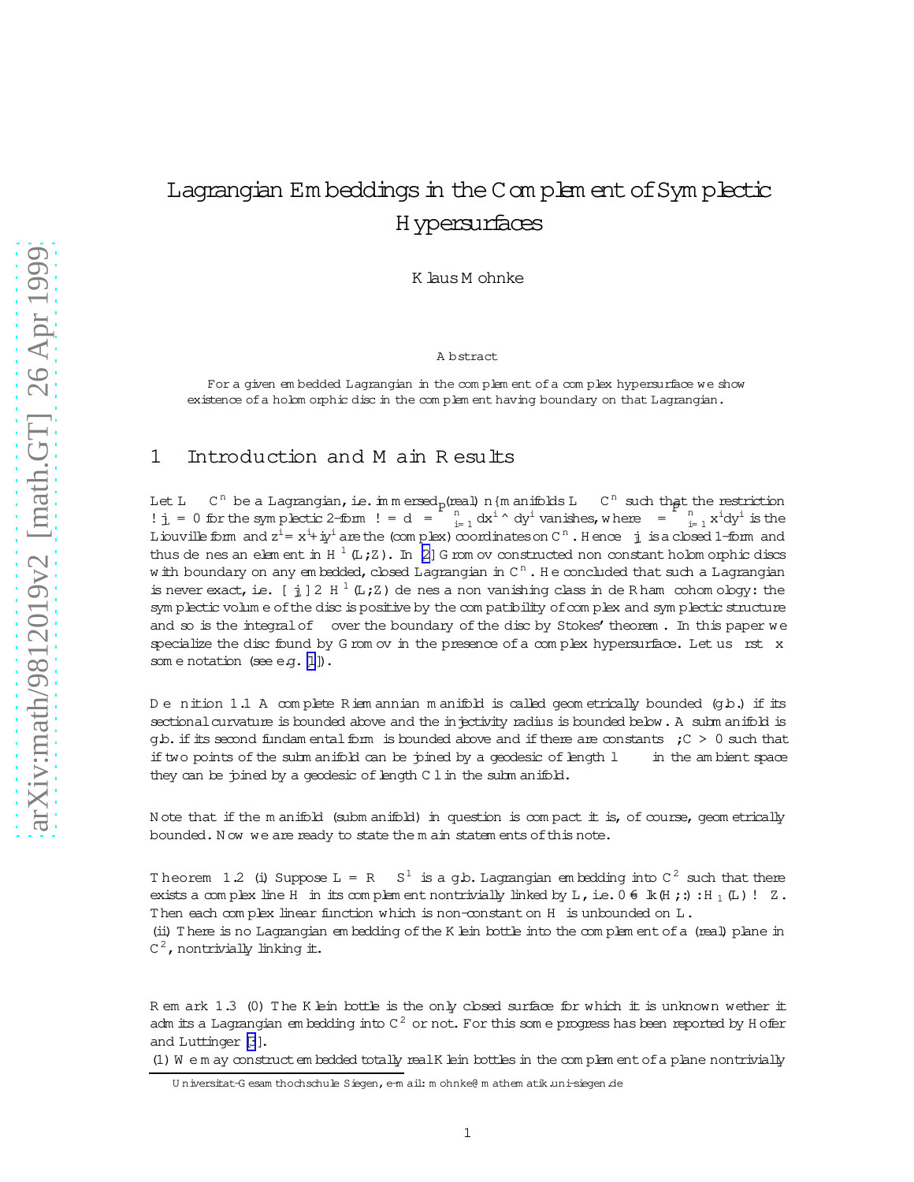# Lagrangian Embeddings in the Complement of Symplectic Hypersurfaces

Klaus Mohnke

### Abstract

For a given embedded Lagrangian in the complement of a complex hypersurface we show existence of a holomorphic disc in the complement having boundary on that Lagrangian.

## 1 Introduction and Main Results

Let $L \subset \mathbb{C}^n$ be a Lagrangian, i.e. immersed (real) $n$–manifolds $L \subset \mathbb{C}^n$ such that the restriction $\omega|_L = 0$ for the symplectic 2-form $\omega = d\lambda = \sum_{i=1}^n dx^i \wedge dy^i$ vanishes, where $\lambda = \sum_{i=1}^n x^i dy^i$ is the Liouville form and $z^i = x^i + iy^i$ are the (complex) coordinates on $\mathbb{C}^n$. Hence $\lambda|_L$ is a closed 1-form and thus defines an element in $H^1(L;\mathbb{Z})$. In [2] Gromov constructed non constant holomorphic discs with boundary on any embedded, closed Lagrangian in $\mathbb{C}^n$. He concluded that such a Lagrangian is never exact, i.e. $[\lambda|_L] \in H^1(L;\mathbb{Z})$ defines a non vanishing class in de Rham cohomology: the symplectic volume of the disc is positive by the compatibility of complex and symplectic structure and so is the integral of $\lambda$ over the boundary of the disc by Stokes' theorem. In this paper we specialize the disc found by Gromov in the presence of a complex hypersurface. Let us first fix some notation (see e.g. [1]).

**Definition 1.1** A complete Riemannian manifold is called geometrically bounded (g.b.) if its sectional curvature is bounded above and the injectivity radius is bounded below. A submanifold is g.b. if its second fundamental form is bounded above and if there are constants $\epsilon, C > 0$ such that if two points of the submanifold can be joined by a geodesic of length $l \leq \epsilon$ in the ambient space they can be joined by a geodesic of length $C\,l$ in the submanifold.

Note that if the manifold (submanifold) in question is compact it is, of course, geometrically bounded. Now we are ready to state the main statements of this note.

**Theorem 1.2** (i) Suppose $L = \mathbb{R} \times S^1$ is a g.b. Lagrangian embedding into $\mathbb{C}^2$ such that there exists a complex line $H$ in its complement nontrivially linked by $L$, i.e. $0 \neq lk(H;\cdot) : H_1(L) \to \mathbb{Z}$. Then each complex linear function which is non-constant on $H$ is unbounded on $L$.
(ii) There is no Lagrangian embedding of the Klein bottle into the complement of a (real) plane in $\mathbb{C}^2$, nontrivially linking it.

**Remark 1.3** (0) The Klein bottle is the only closed surface for which it is unknown wether it admits a Lagrangian embedding into $\mathbb{C}^2$ or not. For this some progress has been reported by Hofer and Luttinger [3].
(1) We may construct embedded totally real Klein bottles in the complement of a plane nontrivially

Universität-Gesamthochschule Siegen, e-mail: mohnke@mathematik.uni-siegen.de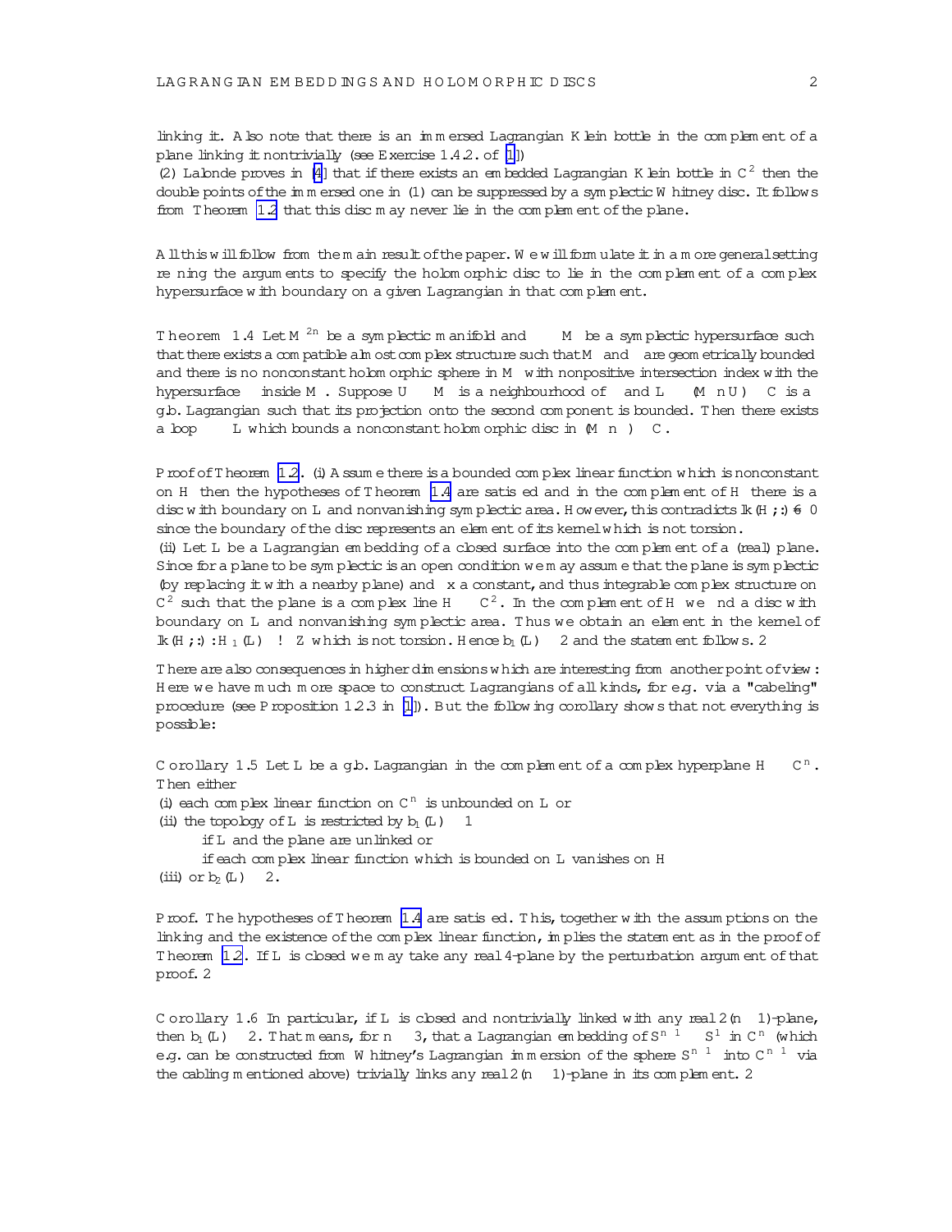linking it. Also note that there is an immersed Lagrangian Klein bottle in the complement of a plane linking it nontrivially (see Exercise 1.4.2. of [1])

(2) Lalonde proves in [4] that if there exists an embedded Lagrangian Klein bottle in $\mathbb{C}^2$ then the double points of the immersed one in (1) can be suppressed by a symplectic Whitney disc. It follows from Theorem 1.2 that this disc may never lie in the complement of the plane.

All this will follow from the main result of the paper. We will formulate it in a more general setting refining the arguments to specify the holomorphic disc to lie in the complement of a complex hypersurface with boundary on a given Lagrangian in that complement.

**Theorem 1.4** Let $M^{2n}$ be a symplectic manifold and $\Sigma \subset M$ be a symplectic hypersurface such that there exists a compatible almost complex structure such that $M$ and $\Sigma$ are geometrically bounded and there is no nonconstant holomorphic sphere in $M$ with nonpositive intersection index with the hypersurface $\Sigma$ inside $M$. Suppose $U \subset M$ is a neighbourhood of $\Sigma$ and $L \subset (M \setminus U) \times \mathbb{C}$ is a g.b. Lagrangian such that its projection onto the second component is bounded. Then there exists a loop $\gamma \subset L$ which bounds a nonconstant holomorphic disc in $(M \setminus \Sigma) \times \mathbb{C}$.

*Proof of Theorem 1.2.* (i) Assume there is a bounded complex linear function which is nonconstant on $H$ then the hypotheses of Theorem 1.4 are satisfied and in the complement of $H$ there is a disc with boundary on $L$ and nonvanishing symplectic area. However, this contradicts $\operatorname{lk}(H;\cdot) \neq 0$ since the boundary of the disc represents an element of its kernel which is not torsion.

(ii) Let $L$ be a Lagrangian embedding of a closed surface into the complement of a (real) plane. Since for a plane to be symplectic is an open condition we may assume that the plane is symplectic (by replacing it with a nearby plane) and fix a constant, and thus integrable complex structure on $\mathbb{C}^2$ such that the plane is a complex line $H \subset \mathbb{C}^2$. In the complement of $H$ we find a disc with boundary on $L$ and nonvanishing symplectic area. Thus we obtain an element in the kernel of $\operatorname{lk}(H;\cdot) : H_1(L) \to \mathbb{Z}$ which is not torsion. Hence $b_1(L) \geq 2$ and the statement follows. $\Box$

There are also consequences in higher dimensions which are interesting from another point of view: Here we have much more space to construct Lagrangians of all kinds, for e.g. via a "cabeling" procedure (see Proposition 1.2.3 in [1]). But the following corollary shows that not everything is possible:

**Corollary 1.5** Let $L$ be a g.b. Lagrangian in the complement of a complex hyperplane $H \subset \mathbb{C}^n$. Then either

(i) each complex linear function on $\mathbb{C}^n$ is unbounded on $L$ or

(ii) the topology of $L$ is restricted by $b_1(L) \geq 1$

- if $L$ and the plane are unlinked or
- if each complex linear function which is bounded on $L$ vanishes on $H$

(iii) or $b_2(L) \geq 2$.

*Proof.* The hypotheses of Theorem 1.4 are satisfied. This, together with the assumptions on the linking and the existence of the complex linear function, implies the statement as in the proof of Theorem 1.2. If $L$ is closed we may take any real 4-plane by the perturbation argument of that proof. $\Box$

**Corollary 1.6** In particular, if $L$ is closed and nontrivially linked with any real $2(n-1)$-plane, then $b_1(L) \geq 2$. That means, for $n \geq 3$, that a Lagrangian embedding of $S^{n-1} \times S^1$ in $\mathbb{C}^n$ (which e.g. can be constructed from Whitney's Lagrangian immersion of the sphere $S^{n-1}$ into $\mathbb{C}^{n-1}$ via the cabling mentioned above) trivially links any real $2(n-1)$-plane in its complement. $\Box$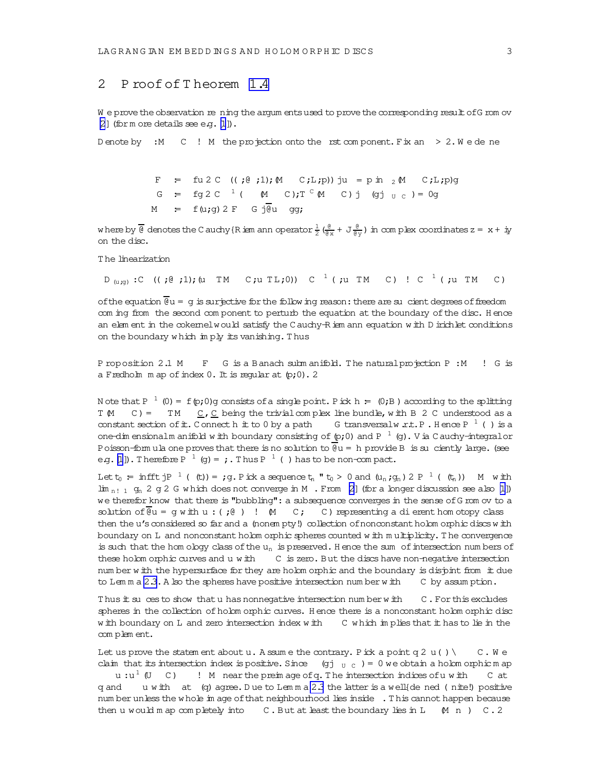## 2 Proof of Theorem 1.4

We prove the observation refining the arguments used to prove the corresponding result of Gromov [2] (for more details see e.g. [1]).

Denote by $\pi : M \times \mathbb{C} \to M$ the projection onto the first component. Fix an $\alpha > 2$. We define

$$
\begin{aligned}
\mathcal{F} &:= \{u \in C^{\alpha}((\Delta, \partial\Delta, 1); (M \times \mathbb{C}, L, p)) \mid u_* = p \text{ in } \pi_2(M \times \mathbb{C}, L, p)\} \\
\mathcal{G} &:= \{g \in C^{\alpha-1}(\Delta \times (M \times \mathbb{C}); T^{\mathbb{C}}(M \times \mathbb{C})) \mid (\pi_* g|_{U \times \mathbb{C}}) = 0\} \\
\mathcal{M} &:= \{(u, g) \in \mathcal{F} \times \mathcal{G} \mid \bar{\partial} u = g\};
\end{aligned}
$$

where by $\bar{\partial}$ denotes the Cauchy–Riemann operator $\frac{1}{2}(\frac{\partial}{\partial x} + J\frac{\partial}{\partial y})$ in complex coordinates $z = x + iy$ on the disc.

The linearization

$$
D_{(u,g)} : C^{\alpha}((\Delta, \partial\Delta, 1); (u^* TM \times \mathbb{C}, u^* TL, 0)) \oplus C^{\alpha-1}(\Delta, u^* TM \times \mathbb{C}) \to C^{\alpha-1}(\Delta, u^* TM \times \mathbb{C})
$$

of the equation $\bar{\partial} u = g$ is surjective for the following reason: there are sufficient degrees of freedom coming from the second component to perturb the equation at the boundary of the disc. Hence an element in the cokernel would satisfy the Cauchy–Riemann equation with Dirichlet conditions on the boundary which imply its vanishing. Thus

**Proposition 2.1** $\mathcal{M} \subset \mathcal{F} \times \mathcal{G}$ is a Banach submanifold. The natural projection $P : \mathcal{M} \to \mathcal{G}$ is a Fredholm map of index 0. It is regular at $(p, 0)$. $\square$

Note that $P^{-1}(0) = \{(p, 0)\}$ consists of a single point. Pick $h := (0, B)$ according to the splitting $T(M \times \mathbb{C}) = TM \oplus \underline{\mathbb{C}}$, $\underline{\mathbb{C}}$ being the trivial complex line bundle, with $B \in \mathbb{C}$ understood as a constant section of it. Connect $h$ it to 0 by a path $\gamma \subset \mathcal{G}$ transversal w.r.t. $P$. Hence $P^{-1}(\gamma)$ is a one-dimensional manifold with boundary consisting of $(p, 0)$ and $P^{-1}(g)$. Via Cauchy-integral or Poisson-formula one proves that there is no solution to $\bar{\partial} u = h$ provide $B$ is sufficiently large. (see e.g. [1]). Therefore $P^{-1}(g) = \emptyset$. Thus $P^{-1}(\gamma)$ has to be non-compact.

Let $t_0 := \inf\{t \mid P^{-1}(\gamma(t)) = \emptyset\}$. Pick a sequence $t_n \uparrow t_0 > 0$ and $(u_n, g_n) \in P^{-1}(\gamma(t_n)) \subset \mathcal{M}$ with $\lim_{n \to \infty} g_n \in g \in \mathcal{G}$ which does not converge in $\mathcal{M}$. From [2] (for a longer discussion see also [1]) we therefor know that there is "bubbling": a subsequence converges in the sense of Gromov to a solution of $\bar{\partial} u = g$ with $u : (\Delta, \partial\Delta) \to (M \times \mathbb{C}, \Sigma \times \mathbb{C})$ representing a different homotopy class then the $u$'s considered so far and a (nonempty!) collection of nonconstant holomorphic discs with boundary on $L$ and nonconstant holomorphic spheres counted with multiplicity. The convergence is such that the homology class of the $u_n$ is preserved. Hence the sum of intersection numbers of these holomorphic curves and $u$ with $\Sigma \times \mathbb{C}$ is zero. But the discs have non-negative intersection number with the hypersurface for they are holomorphic and the boundary is disjoint from it due to Lemma 2.3. Also the spheres have positive intersection number with $\Sigma \times \mathbb{C}$ by assumption.

Thus it suffices to show that $u$ has nonnegative intersection number with $\Sigma \times \mathbb{C}$. For this excludes spheres in the collection of holomorphic curves. Hence there is a nonconstant holomorphic disc with boundary on $L$ and zero intersection index with $\Sigma \times \mathbb{C}$ which implies that it has to lie in the complement.

Let us prove the statement about $u$. Assume the contrary. Pick a point $q \in u(\Delta) \cap \Sigma \times \mathbb{C}$. We claim that its intersection index is positive. Since $(\pi_* g|_{U \times \mathbb{C}}) = 0$ we obtain a holomorphic map $\pi \circ u : u^{-1}(U \times \mathbb{C}) \to M$ near the preimage of $q$. The intersection indices of $u$ with $\Sigma \times \mathbb{C}$ at $q$ and $\pi \circ u$ with $\Sigma$ at $\pi(q)$ agree. Due to Lemma 2.3 the latter is a well-defined (finite!) positive number unless the whole image of that neighbourhood lies inside $\Sigma$. This cannot happen because then $u$ would map completely into $\Sigma \times \mathbb{C}$. But at least the boundary lies in $L \subset (M \setminus \Sigma) \times \mathbb{C}$. $\square$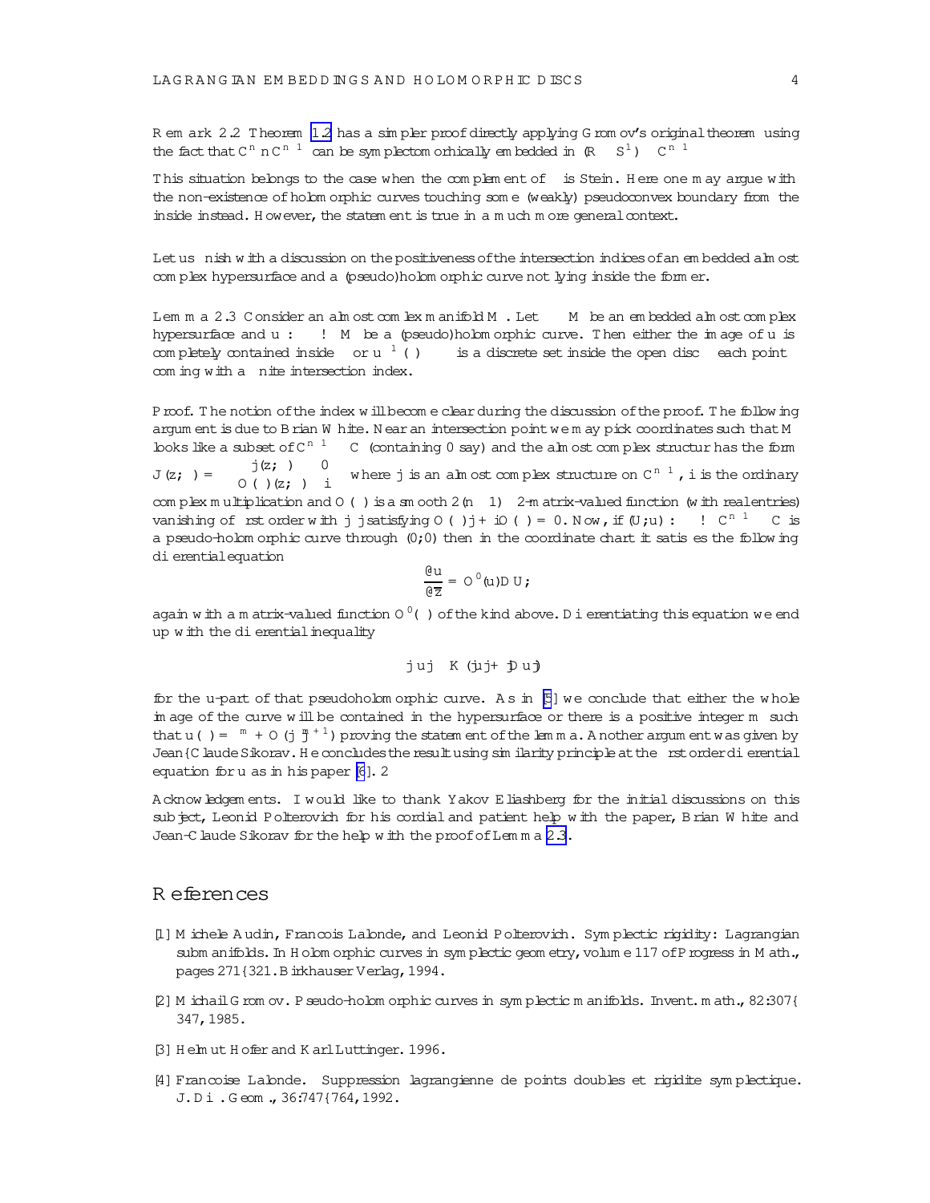**Remark 2.2** Theorem 1.2 has a simpler proof directly applying Gromov's original theorem using the fact that $\mathbb{C}^n \setminus \mathbb{C}^{n-1}$ can be symplectomorphically embedded in $(\mathbb{R} \times S^1) \times \mathbb{C}^{n-1}$.

This situation belongs to the case when the complement of $\Sigma$ is Stein. Here one may argue with the non-existence of holomorphic curves touching some (weakly) pseudoconvex boundary from the inside instead. However, the statement is true in a much more general context.

Let us finish with a discussion on the positiveness of the intersection indices of an embedded almost complex hypersurface and a (pseudo)holomorphic curve not lying inside the former.

**Lemma 2.3** *Consider an almost complex manifold $M$. Let $\Sigma \subset M$ be an embedded almost complex hypersurface and $u : \Delta \to M$ be a (pseudo)holomorphic curve. Then either the image of $u$ is completely contained inside $\Sigma$ or $u^{-1}(\Sigma) \subset \Delta$ is a discrete set inside the open disc $\Delta$ each point coming with a finite intersection index.*

*Proof.* The notion of the index will become clear during the discussion of the proof. The following argument is due to Brian White. Near an intersection point we may pick coordinates such that $M$ looks like a subset of $\mathbb{C}^{n-1} \times \mathbb{C}$ (containing 0 say) and the almost complex structur has the form $J(z;\zeta) = \begin{pmatrix} j(z;\zeta) & 0 \\ O(\zeta)(z;\zeta) & i \end{pmatrix}$ where $j$ is an almost complex structure on $\mathbb{C}^{n-1}$, $i$ is the ordinary complex multiplication and $O(\zeta)$ is a smooth $2(n-1) \times 2$-matrix-valued function (with real entries) vanishing of first order with $|\zeta|$ satisfying $O(\zeta)j + iO(\zeta) = 0$. Now, if $(U;u) : \Delta \to \mathbb{C}^{n-1} \times \mathbb{C}$ is a pseudo-holomorphic curve through $(0;0)$ then in the coordinate chart it satisfies the following differential equation

$$\frac{\partial u}{\partial \overline{z}} = O'(u) DU;$$

again with a matrix-valued function $O'(\cdot)$ of the kind above. Differentiating this equation we end up with the differential inequality

$$|\Delta u| \leq K(|u| + |Du|)$$

for the $u$-part of that pseudoholomorphic curve. As in [5] we conclude that either the whole image of the curve will be contained in the hypersurface or there is a positive integer $m$ such that $u(\zeta) = \zeta^m + O(|\zeta|^{m+1})$ proving the statement of the lemma. Another argument was given by Jean–Claude Sikorav. He concludes the result using similarity principle at the first order differential equation for $u$ as in his paper [6]. □

**Acknowledgements.** I would like to thank Yakov Eliashberg for the initial discussions on this subject, Leonid Polterovich for his cordial and patient help with the paper, Brian White and Jean-Claude Sikorav for the help with the proof of Lemma 2.3.

# References

[1] Michele Audin, Francois Lalonde, and Leonid Polterovich. Symplectic rigidity: Lagrangian submanifolds. In Holomorphic curves in symplectic geometry, volume 117 of Progress in Math., pages 271–321. Birkhauser Verlag, 1994.

[2] Mikhail Gromov. Pseudo-holomorphic curves in symplectic manifolds. Invent. math., 82:307–347, 1985.

[3] Helmut Hofer and Karl Luttinger. 1996.

[4] Francoise Lalonde. Suppression lagrangienne de points doubles et rigidite symplectique. J. Diff. Geom., 36:747–764, 1992.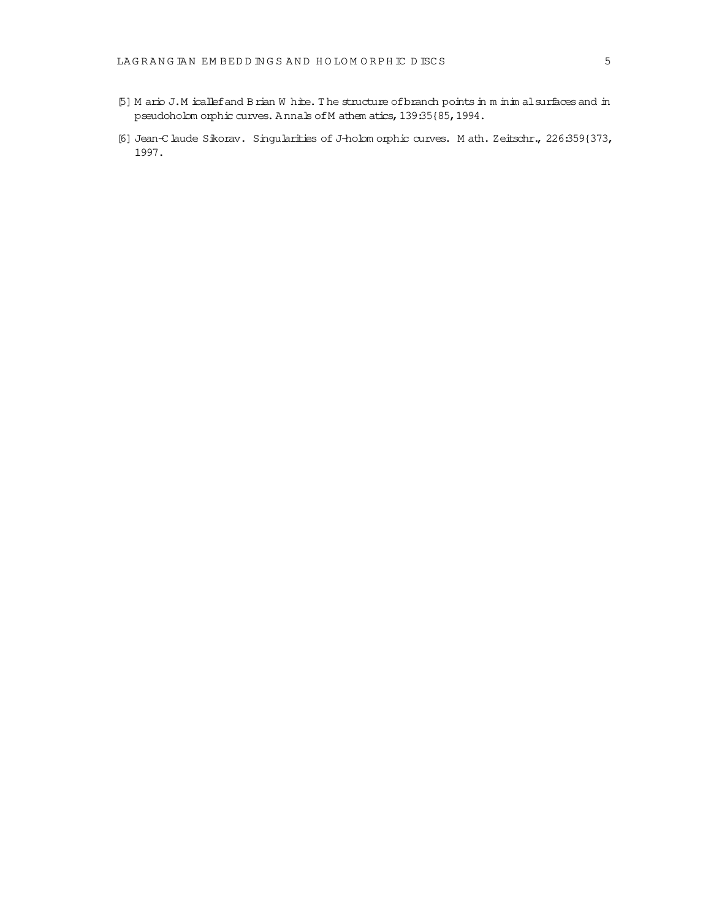[5] Mario J. Micallef and Brian White. The structure of branch points in minimal surfaces and in pseudoholomorphic curves. Annals of Mathematics, 139:35–85, 1994.

[6] Jean-Claude Sikorav. Singularities of J-holomorphic curves. Math. Zeitschr., 226:359–373, 1997.